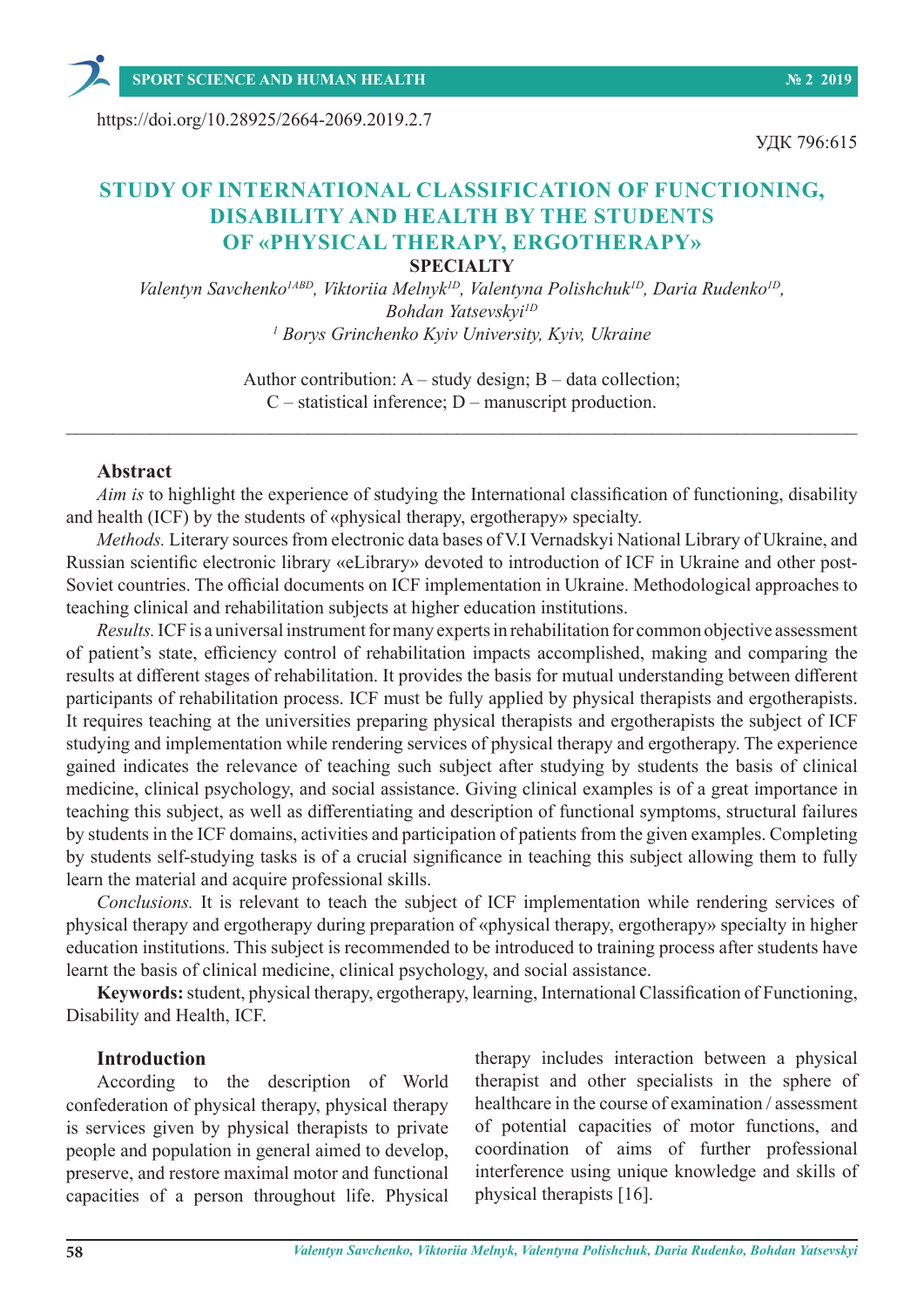https://doi.org/10.28925/2664-2069.2019.2.7

УДК 796:615

# STUDY OF INTERNATIONAL CLASSIFICATION OF FUNCTIONING, DISABILITY AND HEALTH BY THE STUDENTS OF «PHYSICAL THERAPY, ERGOTHERAPY» SPECIALTY

*Valentyn Savchenko[1ABD], Viktoriia Melnyk[1D], Valentyna Polishchuk[1D], Daria Rudenko[1D], Bohdan Yatsevskyi[1D]*

*[1] Borys Grinchenko Kyiv University, Kyiv, Ukraine*

Author contribution: A – study design; B – data collection; C – statistical inference; D – manuscript production.

## Abstract

*Aim is* to highlight the experience of studying the International classification of functioning, disability and health (ICF) by the students of «physical therapy, ergotherapy» specialty.

*Methods.* Literary sources from electronic data bases of V.I Vernadskyi National Library of Ukraine, and Russian scientific electronic library «eLibrary» devoted to introduction of ICF in Ukraine and other post-Soviet countries. The official documents on ICF implementation in Ukraine. Methodological approaches to teaching clinical and rehabilitation subjects at higher education institutions.

*Results.* ICF is a universal instrument for many experts in rehabilitation for common objective assessment of patient's state, efficiency control of rehabilitation impacts accomplished, making and comparing the results at different stages of rehabilitation. It provides the basis for mutual understanding between different participants of rehabilitation process. ICF must be fully applied by physical therapists and ergotherapists. It requires teaching at the universities preparing physical therapists and ergotherapists the subject of ICF studying and implementation while rendering services of physical therapy and ergotherapy. The experience gained indicates the relevance of teaching such subject after studying by students the basis of clinical medicine, clinical psychology, and social assistance. Giving clinical examples is of a great importance in teaching this subject, as well as differentiating and description of functional symptoms, structural failures by students in the ICF domains, activities and participation of patients from the given examples. Completing by students self-studying tasks is of a crucial significance in teaching this subject allowing them to fully learn the material and acquire professional skills.

*Conclusions.* It is relevant to teach the subject of ICF implementation while rendering services of physical therapy and ergotherapy during preparation of «physical therapy, ergotherapy» specialty in higher education institutions. This subject is recommended to be introduced to training process after students have learnt the basis of clinical medicine, clinical psychology, and social assistance.

**Keywords:** student, physical therapy, ergotherapy, learning, International Classification of Functioning, Disability and Health, ICF.

## Introduction

According to the description of World confederation of physical therapy, physical therapy is services given by physical therapists to private people and population in general aimed to develop, preserve, and restore maximal motor and functional capacities of a person throughout life. Physical therapy includes interaction between a physical therapist and other specialists in the sphere of healthcare in the course of examination / assessment of potential capacities of motor functions, and coordination of aims of further professional interference using unique knowledge and skills of physical therapists [16].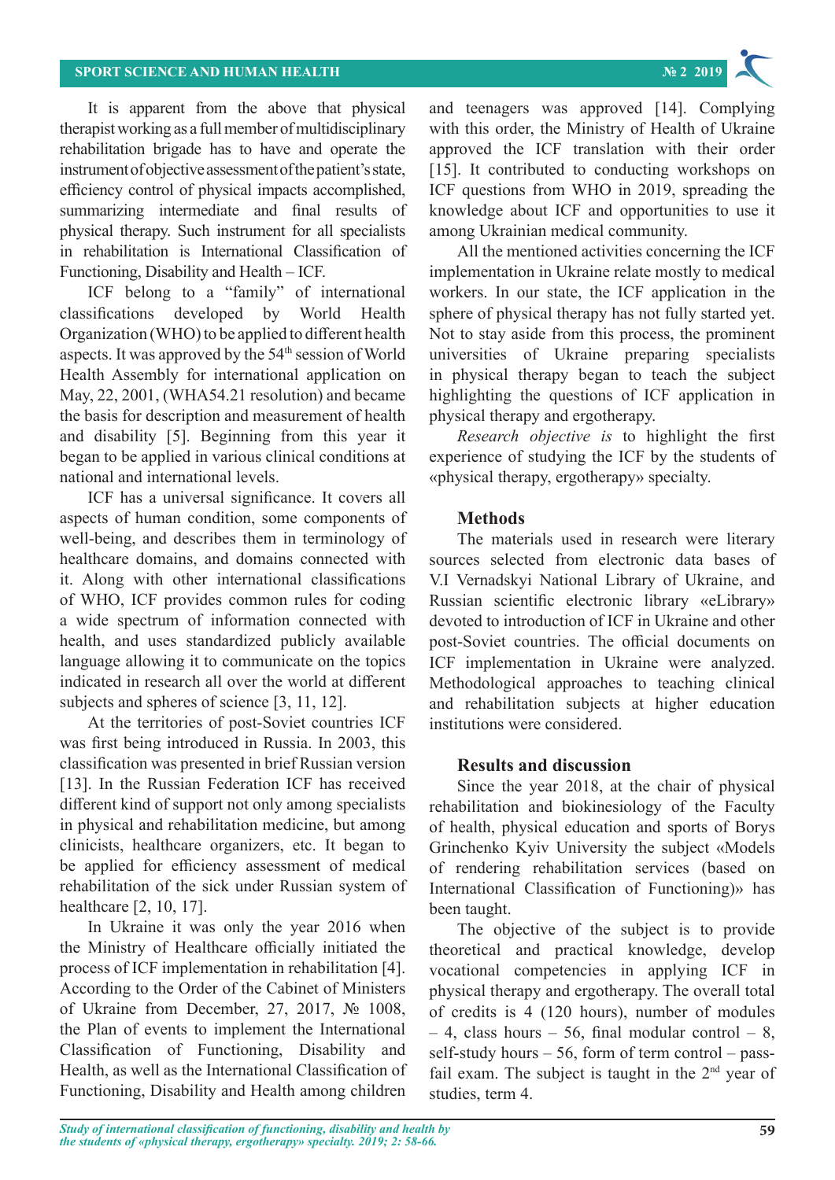It is apparent from the above that physical therapist working as a full member of multidisciplinary rehabilitation brigade has to have and operate the instrument of objective assessment of the patient's state, efficiency control of physical impacts accomplished, summarizing intermediate and final results of physical therapy. Such instrument for all specialists in rehabilitation is International Classification of Functioning, Disability and Health – ICF.

ICF belong to a "family" of international classifications developed by World Health Organization (WHO) to be applied to different health aspects. It was approved by the 54th session of World Health Assembly for international application on May, 22, 2001, (WHA54.21 resolution) and became the basis for description and measurement of health and disability [5]. Beginning from this year it began to be applied in various clinical conditions at national and international levels.

ICF has a universal significance. It covers all aspects of human condition, some components of well-being, and describes them in terminology of healthcare domains, and domains connected with it. Along with other international classifications of WHO, ICF provides common rules for coding a wide spectrum of information connected with health, and uses standardized publicly available language allowing it to communicate on the topics indicated in research all over the world at different subjects and spheres of science [3, 11, 12].

At the territories of post-Soviet countries ICF was first being introduced in Russia. In 2003, this classification was presented in brief Russian version [13]. In the Russian Federation ICF has received different kind of support not only among specialists in physical and rehabilitation medicine, but among clinicists, healthcare organizers, etc. It began to be applied for efficiency assessment of medical rehabilitation of the sick under Russian system of healthcare [2, 10, 17].

In Ukraine it was only the year 2016 when the Ministry of Healthcare officially initiated the process of ICF implementation in rehabilitation [4]. According to the Order of the Cabinet of Ministers of Ukraine from December, 27, 2017, № 1008, the Plan of events to implement the International Classification of Functioning, Disability and Health, as well as the International Classification of Functioning, Disability and Health among children and teenagers was approved [14]. Complying with this order, the Ministry of Health of Ukraine approved the ICF translation with their order [15]. It contributed to conducting workshops on ICF questions from WHO in 2019, spreading the knowledge about ICF and opportunities to use it among Ukrainian medical community.

All the mentioned activities concerning the ICF implementation in Ukraine relate mostly to medical workers. In our state, the ICF application in the sphere of physical therapy has not fully started yet. Not to stay aside from this process, the prominent universities of Ukraine preparing specialists in physical therapy began to teach the subject highlighting the questions of ICF application in physical therapy and ergotherapy.

*Research objective is* to highlight the first experience of studying the ICF by the students of «physical therapy, ergotherapy» specialty.

## Methods

The materials used in research were literary sources selected from electronic data bases of V.I Vernadskyi National Library of Ukraine, and Russian scientific electronic library «eLibrary» devoted to introduction of ICF in Ukraine and other post-Soviet countries. The official documents on ICF implementation in Ukraine were analyzed. Methodological approaches to teaching clinical and rehabilitation subjects at higher education institutions were considered.

## Results and discussion

Since the year 2018, at the chair of physical rehabilitation and biokinesiology of the Faculty of health, physical education and sports of Borys Grinchenko Kyiv University the subject «Models of rendering rehabilitation services (based on International Classification of Functioning)» has been taught.

The objective of the subject is to provide theoretical and practical knowledge, develop vocational competencies in applying ICF in physical therapy and ergotherapy. The overall total of credits is 4 (120 hours), number of modules – 4, class hours – 56, final modular control – 8, self-study hours – 56, form of term control – pass-fail exam. The subject is taught in the 2nd year of studies, term 4.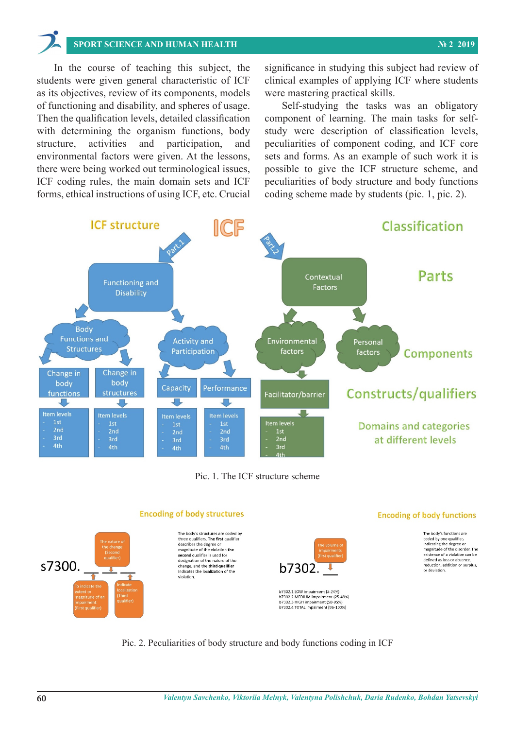In the course of teaching this subject, the students were given general characteristic of ICF as its objectives, review of its components, models of functioning and disability, and spheres of usage. Then the qualification levels, detailed classification with determining the organism functions, body structure, activities and participation, and environmental factors were given. At the lessons, there were being worked out terminological issues, ICF coding rules, the main domain sets and ICF forms, ethical instructions of using ICF, etc. Crucial significance in studying this subject had review of clinical examples of applying ICF where students were mastering practical skills.

Self-studying the tasks was an obligatory component of learning. The main tasks for self-study were description of classification levels, peculiarities of component coding, and ICF core sets and forms. As an example of such work it is possible to give the ICF structure scheme, and peculiarities of body structure and body functions coding scheme made by students (pic. 1, pic. 2).

Pic. 1. The ICF structure scheme

Pic. 2. Peculiarities of body structure and body functions coding in ICF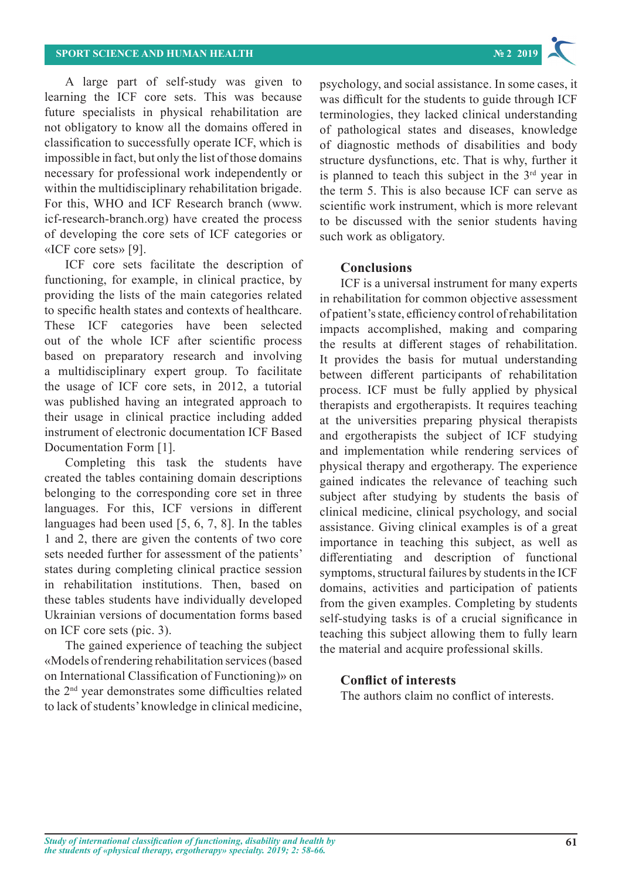A large part of self-study was given to learning the ICF core sets. This was because future specialists in physical rehabilitation are not obligatory to know all the domains offered in classification to successfully operate ICF, which is impossible in fact, but only the list of those domains necessary for professional work independently or within the multidisciplinary rehabilitation brigade. For this, WHO and ICF Research branch (www.icf-research-branch.org) have created the process of developing the core sets of ICF categories or «ICF core sets» [9].

ICF core sets facilitate the description of functioning, for example, in clinical practice, by providing the lists of the main categories related to specific health states and contexts of healthcare. These ICF categories have been selected out of the whole ICF after scientific process based on preparatory research and involving a multidisciplinary expert group. To facilitate the usage of ICF core sets, in 2012, a tutorial was published having an integrated approach to their usage in clinical practice including added instrument of electronic documentation ICF Based Documentation Form [1].

Completing this task the students have created the tables containing domain descriptions belonging to the corresponding core set in three languages. For this, ICF versions in different languages had been used [5, 6, 7, 8]. In the tables 1 and 2, there are given the contents of two core sets needed further for assessment of the patients' states during completing clinical practice session in rehabilitation institutions. Then, based on these tables students have individually developed Ukrainian versions of documentation forms based on ICF core sets (pic. 3).

The gained experience of teaching the subject «Models of rendering rehabilitation services (based on International Classification of Functioning)» on the 2nd year demonstrates some difficulties related to lack of students' knowledge in clinical medicine, psychology, and social assistance. In some cases, it was difficult for the students to guide through ICF terminologies, they lacked clinical understanding of pathological states and diseases, knowledge of diagnostic methods of disabilities and body structure dysfunctions, etc. That is why, further it is planned to teach this subject in the 3rd year in the term 5. This is also because ICF can serve as scientific work instrument, which is more relevant to be discussed with the senior students having such work as obligatory.

## Conclusions

ICF is a universal instrument for many experts in rehabilitation for common objective assessment of patient's state, efficiency control of rehabilitation impacts accomplished, making and comparing the results at different stages of rehabilitation. It provides the basis for mutual understanding between different participants of rehabilitation process. ICF must be fully applied by physical therapists and ergotherapists. It requires teaching at the universities preparing physical therapists and ergotherapists the subject of ICF studying and implementation while rendering services of physical therapy and ergotherapy. The experience gained indicates the relevance of teaching such subject after studying by students the basis of clinical medicine, clinical psychology, and social assistance. Giving clinical examples is of a great importance in teaching this subject, as well as differentiating and description of functional symptoms, structural failures by students in the ICF domains, activities and participation of patients from the given examples. Completing by students self-studying tasks is of a crucial significance in teaching this subject allowing them to fully learn the material and acquire professional skills.

## Conflict of interests

The authors claim no conflict of interests.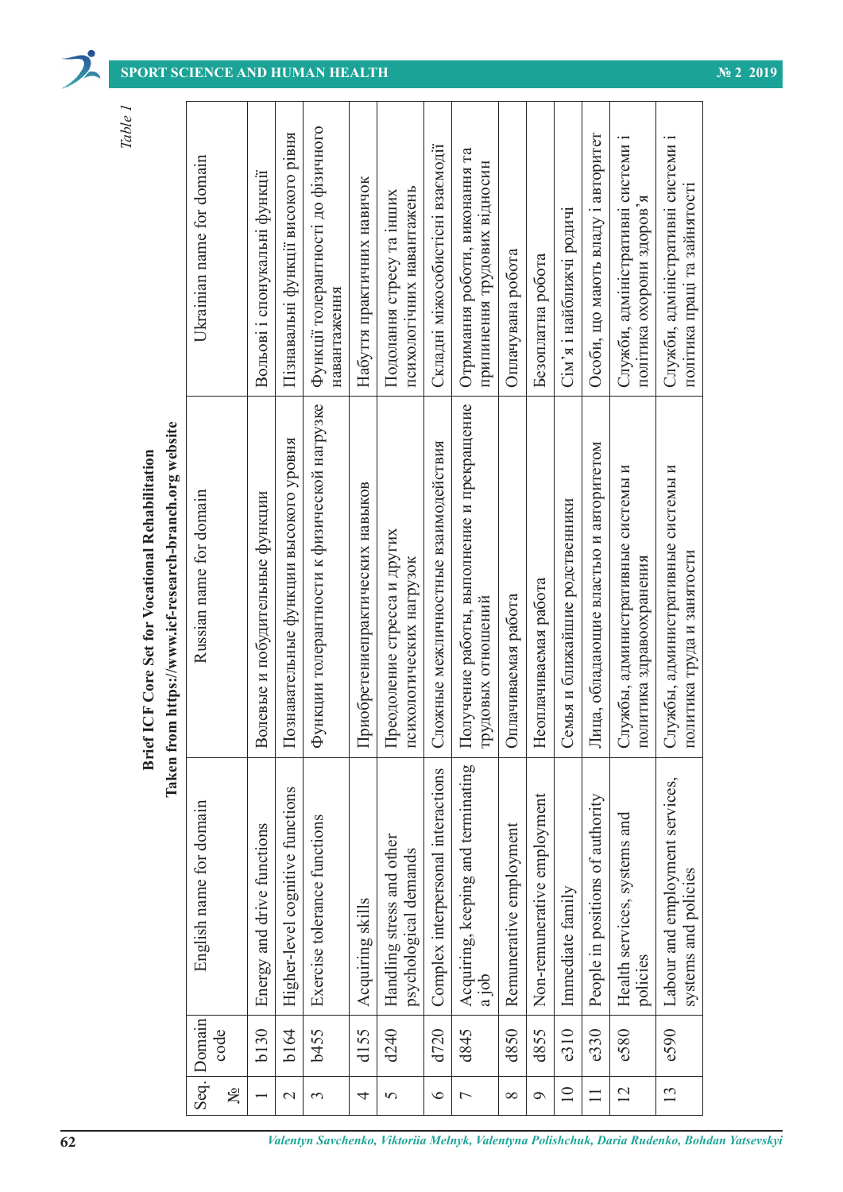*Table 1*

**Brief ICF Core Set for Vocational Rehabilitation**
**Taken from https://www.icf-research-branch.org website**

| Seq. № | Domain code | English name for domain | Russian name for domain | Ukrainian name for domain |
|---|---|---|---|---|
| 1 | b130 | Energy and drive functions | Волевые и побудительные функции | Вольові і спонукальні функції |
| 2 | b164 | Higher-level cognitive functions | Познавательные функции высокого уровня | Пізнавальні функції високого рівня |
| 3 | b455 | Exercise tolerance functions | Функции толерантности к физической нагрузке | Функції толерантності до фізичного навантаження |
| 4 | d155 | Acquiring skills | Приобретениепрактических навыков | Набуття практичних навичок |
| 5 | d240 | Handling stress and other psychological demands | Преодоление стресса и других психологических нагрузок | Подолання стресу та інших психологічних навантажень |
| 6 | d720 | Complex interpersonal interactions | Сложные межличностные взаимодействия | Складні міжособистісні взаємодії |
| 7 | d845 | Acquiring, keeping and terminating a job | Получение работы, выполнение и прекращение трудовых отношений | Отримання роботи, виконання та припинення трудових відносин |
| 8 | d850 | Remunerative employment | Оплачиваемая работа | Оплачувана робота |
| 9 | d855 | Non-remunerative employment | Неоплачиваемая работа | Безоплатна робота |
| 10 | e310 | Immediate family | Семья и ближайшие родственники | Сім'я і найближчі родичі |
| 11 | e330 | People in positions of authority | Лица, обладающие властью и авторитетом | Особи, що мають владу і авторитет |
| 12 | e580 | Health services, systems and policies | Службы, административные системы и политика здравоохранения | Служби, адміністративні системи і політика охорони здоров'я |
| 13 | e590 | Labour and employment services, systems and policies | Службы, административные системы и политика труда и занятости | Служби, адміністративні системи і політика праці та зайнятості |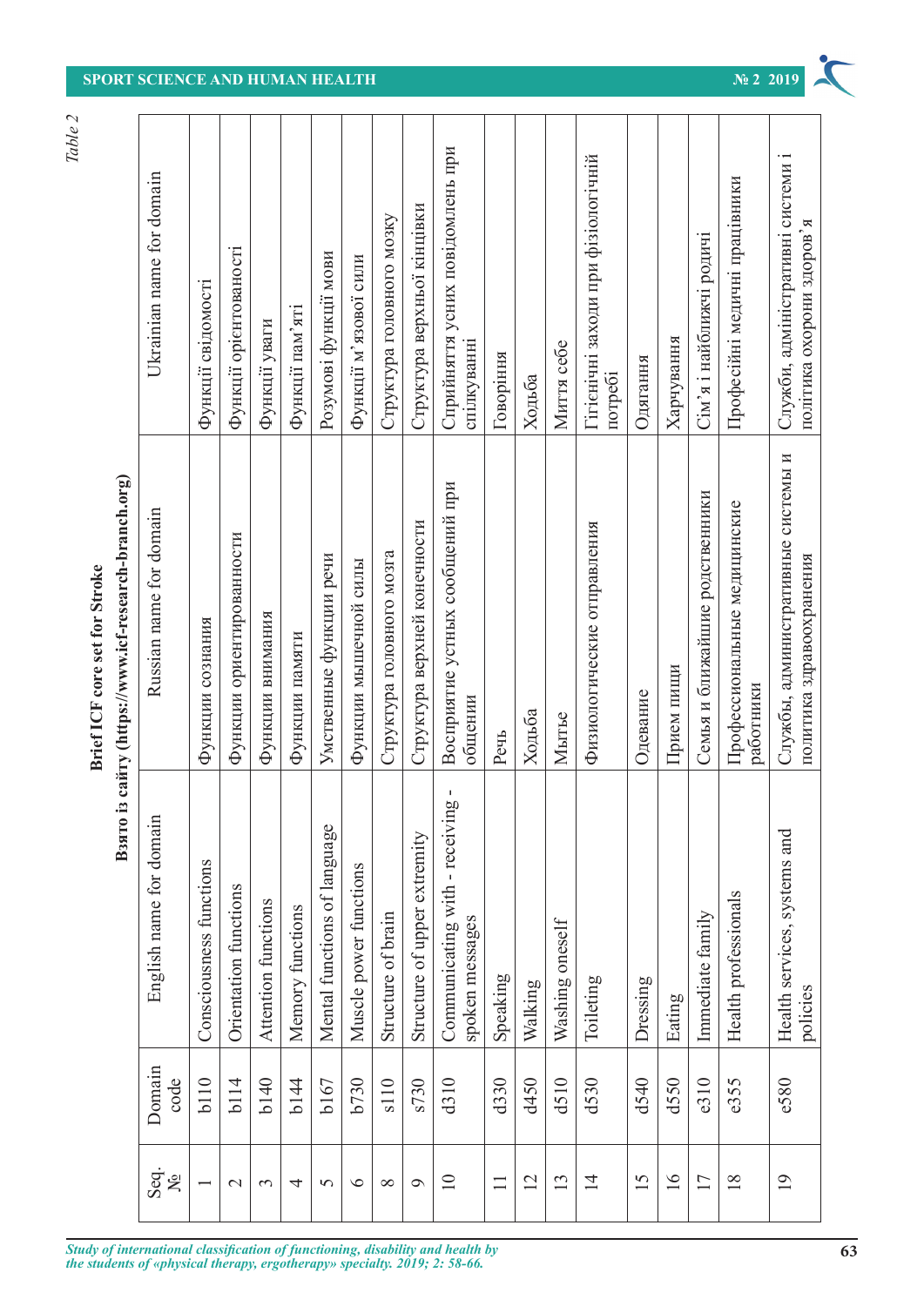*Table 2*

**Brief ICF core set for Stroke**

**Взято із сайту (https://www.icf-research-branch.org)**

| Seq. № | Domain code | English name for domain | Russian name for domain | Ukrainian name for domain |
|---|---|---|---|---|
| 1 | b110 | Consciousness functions | Функции сознания | Функції свідомості |
| 2 | b114 | Orientation functions | Функции ориентированности | Функції орієнтованості |
| 3 | b140 | Attention functions | Функции внимания | Функції уваги |
| 4 | b144 | Memory functions | Функции памяти | Функції пам'яті |
| 5 | b167 | Mental functions of language | Умственные функции речи | Розумові функції мови |
| 6 | b730 | Muscle power functions | Функции мышечной силы | Функції м'язової сили |
| 8 | s110 | Structure of brain | Структура головного мозга | Структура головного мозку |
| 9 | s730 | Structure of upper extremity | Структура верхней конечности | Структура верхньої кінцівки |
| 10 | d310 | Communicating with - receiving - spoken messages | Восприятие устных сообщений при общении | Сприйняття усних повідомлень при спілкуванні |
| 11 | d330 | Speaking | Речь | Говоріння |
| 12 | d450 | Walking | Ходьба | Ходьба |
| 13 | d510 | Washing oneself | Мытье | Миття себе |
| 14 | d530 | Toileting | Физиологические отправления | Гігієнічні заходи при фізіологічній потребі |
| 15 | d540 | Dressing | Одевание | Одягання |
| 16 | d550 | Eating | Прием пищи | Харчування |
| 17 | e310 | Immediate family | Семья и ближайшие родственники | Сім'я і найближчі родичі |
| 18 | e355 | Health professionals | Профессиональные медицинские работники | Професійні медичні працівники |
| 19 | e580 | Health services, systems and policies | Службы, административные системы и политика здравоохранения | Служби, адміністративні системи і політика охорони здоров'я |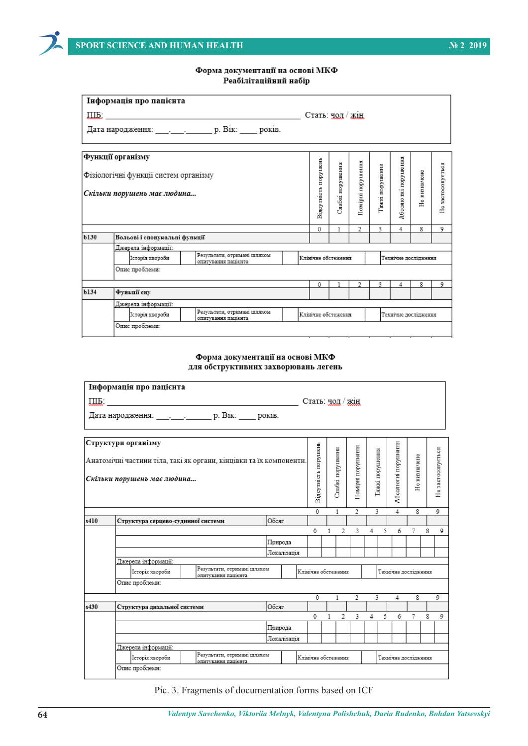**Форма документації на основі МКФ**
**Реабілітаційний набір**

| Інформація про пацієнта |
|---|
| ПІБ: ______________________________ Стать: чол / жін |
| Дата народження: ___.___.______ р. Вік: ____ років. |

| Функції організму<br>Фізіологічні функції систем організму<br>*Скільки порушень має людина...* | | Відсутність порушень | Слабкі порушення | Помірні порушення | Тяжкі порушення | Абсолютні порушення | Не визначене | Не застосовується |
|---|---|---|---|---|---|---|---|---|
| | | 0 | 1 | 2 | 3 | 4 | 8 | 9 |
| b130 | **Вольові і спонукальні функції** | | | | | | | |
| | Джерела інформації: Історія хвороби / Результати, отримані шляхом опитування пацієнта / Клінічне обстеження / Технічне дослідження | | | | | | | |
| | Опис проблеми: | | | | | | | |
| | | 0 | 1 | 2 | 3 | 4 | 8 | 9 |
| b134 | **Функції сну** | | | | | | | |
| | Джерела інформації: Історія хвороби / Результати, отримані шляхом опитування пацієнта / Клінічне обстеження / Технічне дослідження | | | | | | | |
| | Опис проблеми: | | | | | | | |

**Форма документації на основі МКФ**
**для обструктивних захворювань легень**

| Інформація про пацієнта |
|---|
| ПІБ: ______________________________ Стать: чол / жін |
| Дата народження: ___.___.______ р. Вік: ____ років. |

| Структури організму<br>Анатомічні частини тіла, такі як органи, кінцівки та їх компоненти.<br>*Скільки порушень має людина...* | | | Відсутність порушень | Слабкі порушення | Помірні порушення | Тяжкі порушення | Абсолютні порушення | Не визначене | Не застосовується |
|---|---|---|---|---|---|---|---|---|---|
| | | | 0 | 1 | 2 | 3 | 4 | 8 | 9 |
| s410 | **Структура серцево-судинної системи** | Обсяг | | | | | | | |
| | | | 0 1 | 2 3 | 4 5 | 6 | 7 | 8 | 9 |
| | | Природа | | | | | | | |
| | | Локалізація | | | | | | | |
| | Джерела інформації: Історія хвороби / Результати, отримані шляхом опитування пацієнта / Клінічне обстеження / Технічне дослідження | | | | | | | | |
| | Опис проблеми: | | | | | | | | |
| | | | 0 | 1 | 2 | 3 | 4 | 8 | 9 |
| s430 | **Структура дихальної системи** | Обсяг | | | | | | | |
| | | | 0 1 | 2 3 | 4 5 | 6 | 7 | 8 | 9 |
| | | Природа | | | | | | | |
| | | Локалізація | | | | | | | |
| | Джерела інформації: Історія хвороби / Результати, отримані шляхом опитування пацієнта / Клінічне обстеження / Технічне дослідження | | | | | | | | |
| | Опис проблеми: | | | | | | | | |

Pic. 3. Fragments of documentation forms based on ICF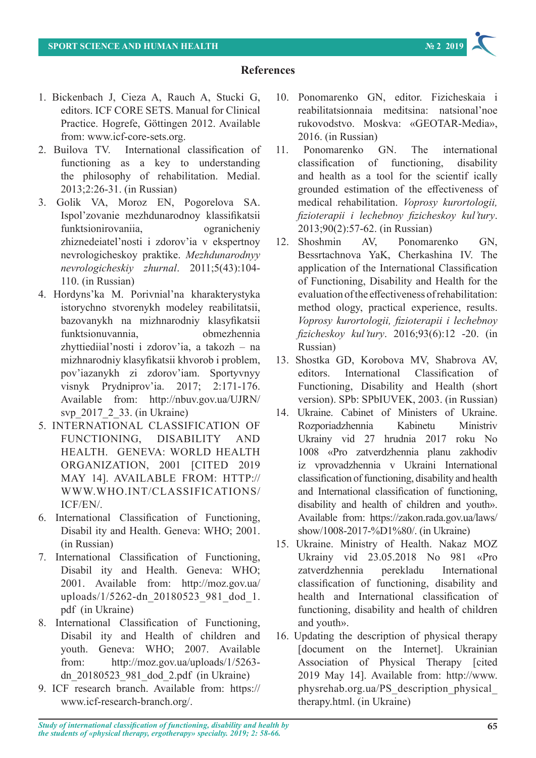## References

1. Bickenbach J, Cieza A, Rauch A, Stucki G, editors. ICF CORE SETS. Manual for Clinical Practice. Hogrefe, Göttingen 2012. Available from: www.icf-core-sets.org.
2. Builova TV. International classification of functioning as a key to understanding the philosophy of rehabilitation. Medial. 2013;2:26-31. (in Russian)
3. Golik VA, Moroz EN, Pogorelova SA. Ispol'zovanie mezhdunarodnoy klassifikatsii funktsionirovaniia, ogranicheniy zhiznedeiatel'nosti i zdorov'ia v ekspertnoy nevrologicheskoy praktike. *Mezhdunarodnyy nevrologicheskiy zhurnal*. 2011;5(43):104-110. (in Russian)
4. Hordyns'ka M. Porivnial'na kharakterystyka istorychno stvorenykh modeley reabilitatsii, bazovanykh na mizhnarodniy klasyfikatsii funktsionuvannia, obmezhennia zhyttiediial'nosti i zdorov'ia, a takozh – na mizhnarodniy klasyfikatsii khvorob i problem, pov'iazanykh zi zdorov'iam. Sportyvnyy visnyk Prydniprov'ia. 2017; 2:171-176. Available from: http://nbuv.gov.ua/UJRN/svp_2017_2_33. (in Ukraine)
5. INTERNATIONAL CLASSIFICATION OF FUNCTIONING, DISABILITY AND HEALTH. GENEVA: WORLD HEALTH ORGANIZATION, 2001 [CITED 2019 MAY 14]. AVAILABLE FROM: HTTP://WWW.WHO.INT/CLASSIFICATIONS/ICF/EN/.
6. International Classification of Functioning, Disabil ity and Health. Geneva: WHO; 2001. (in Russian)
7. International Classification of Functioning, Disabil ity and Health. Geneva: WHO; 2001. Available from: http://moz.gov.ua/uploads/1/5262-dn_20180523_981_dod_1.pdf (in Ukraine)
8. International Classification of Functioning, Disabil ity and Health of children and youth. Geneva: WHO; 2007. Available from: http://moz.gov.ua/uploads/1/5263-dn_20180523_981_dod_2.pdf (in Ukraine)
9. ICF research branch. Available from: https://www.icf-research-branch.org/.
10. Ponomarenko GN, editor. Fizicheskaia i reabilitatsionnaia meditsina: natsional'noe rukovodstvo. Moskva: «GEOTAR-Media», 2016. (in Russian)
11. Ponomarenko GN. The international classification of functioning, disability and health as a tool for the scientif ically grounded estimation of the effectiveness of medical rehabilitation. *Voprosy kurortologii, fizioterapii i lechebnoy fizicheskoy kul'tury*. 2013;90(2):57-62. (in Russian)
12. Shoshmin AV, Ponomarenko GN, Bessrtachnova YaK, Cherkashina IV. The application of the International Classification of Functioning, Disability and Health for the evaluation of the effectiveness of rehabilitation: method ology, practical experience, results. *Voprosy kurortologii, fizioterapii i lechebnoy fizicheskoy kul'tury*. 2016;93(6):12 -20. (in Russian)
13. Shostka GD, Korobova MV, Shabrova AV, editors. International Classification of Functioning, Disability and Health (short version). SPb: SPbIUVEK, 2003. (in Russian)
14. Ukraine. Cabinet of Ministers of Ukraine. Rozporiadzhennia Kabinetu Ministriv Ukrainy vid 27 hrudnia 2017 roku No 1008 «Pro zatverdzhennia planu zakhodiv iz vprovadzhennia v Ukraini International classification of functioning, disability and health and International classification of functioning, disability and health of children and youth». Available from: https://zakon.rada.gov.ua/laws/show/1008-2017-%D1%80/. (in Ukraine)
15. Ukraine. Ministry of Health. Nakaz MOZ Ukrainy vid 23.05.2018 No 981 «Pro zatverdzhennia perekladu International classification of functioning, disability and health and International classification of functioning, disability and health of children and youth».
16. Updating the description of physical therapy [document on the Internet]. Ukrainian Association of Physical Therapy [cited 2019 May 14]. Available from: http://www.physrehab.org.ua/PS_description_physical_therapy.html. (in Ukraine)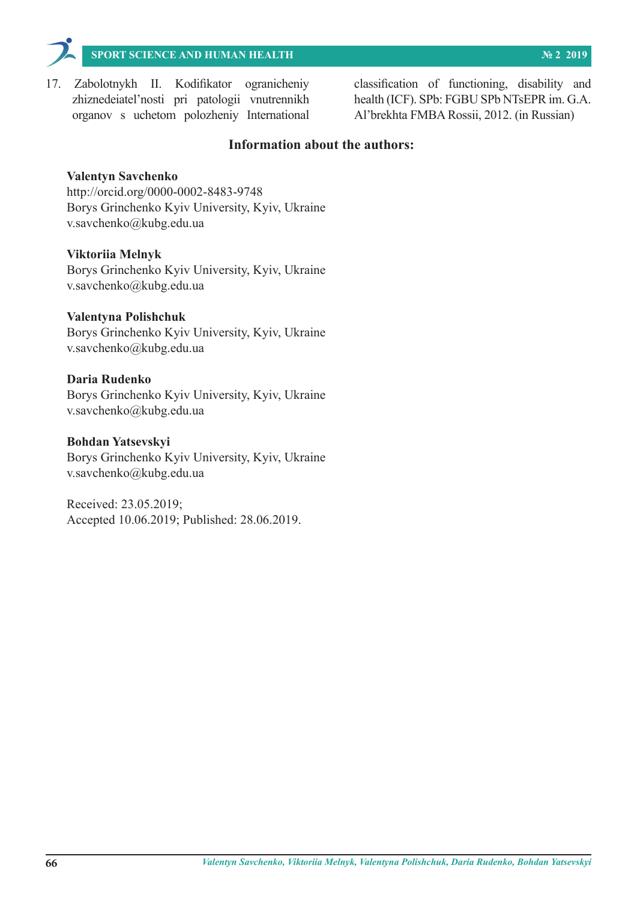17. Zabolotnykh II. Kodifikator ogranicheniy zhiznedeiatel'nosti pri patologii vnutrennikh organov s uchetom polozheniy International classification of functioning, disability and health (ICF). SPb: FGBU SPb NTsEPR im. G.A. Al'brekhta FMBA Rossii, 2012. (in Russian)

## Information about the authors:

**Valentyn Savchenko**
http://orcid.org/0000-0002-8483-9748
Borys Grinchenko Kyiv University, Kyiv, Ukraine
v.savchenko@kubg.edu.ua

**Viktoriia Melnyk**
Borys Grinchenko Kyiv University, Kyiv, Ukraine
v.savchenko@kubg.edu.ua

**Valentyna Polishchuk**
Borys Grinchenko Kyiv University, Kyiv, Ukraine
v.savchenko@kubg.edu.ua

**Daria Rudenko**
Borys Grinchenko Kyiv University, Kyiv, Ukraine
v.savchenko@kubg.edu.ua

**Bohdan Yatsevskyi**
Borys Grinchenko Kyiv University, Kyiv, Ukraine
v.savchenko@kubg.edu.ua

Received: 23.05.2019;
Accepted 10.06.2019; Published: 28.06.2019.